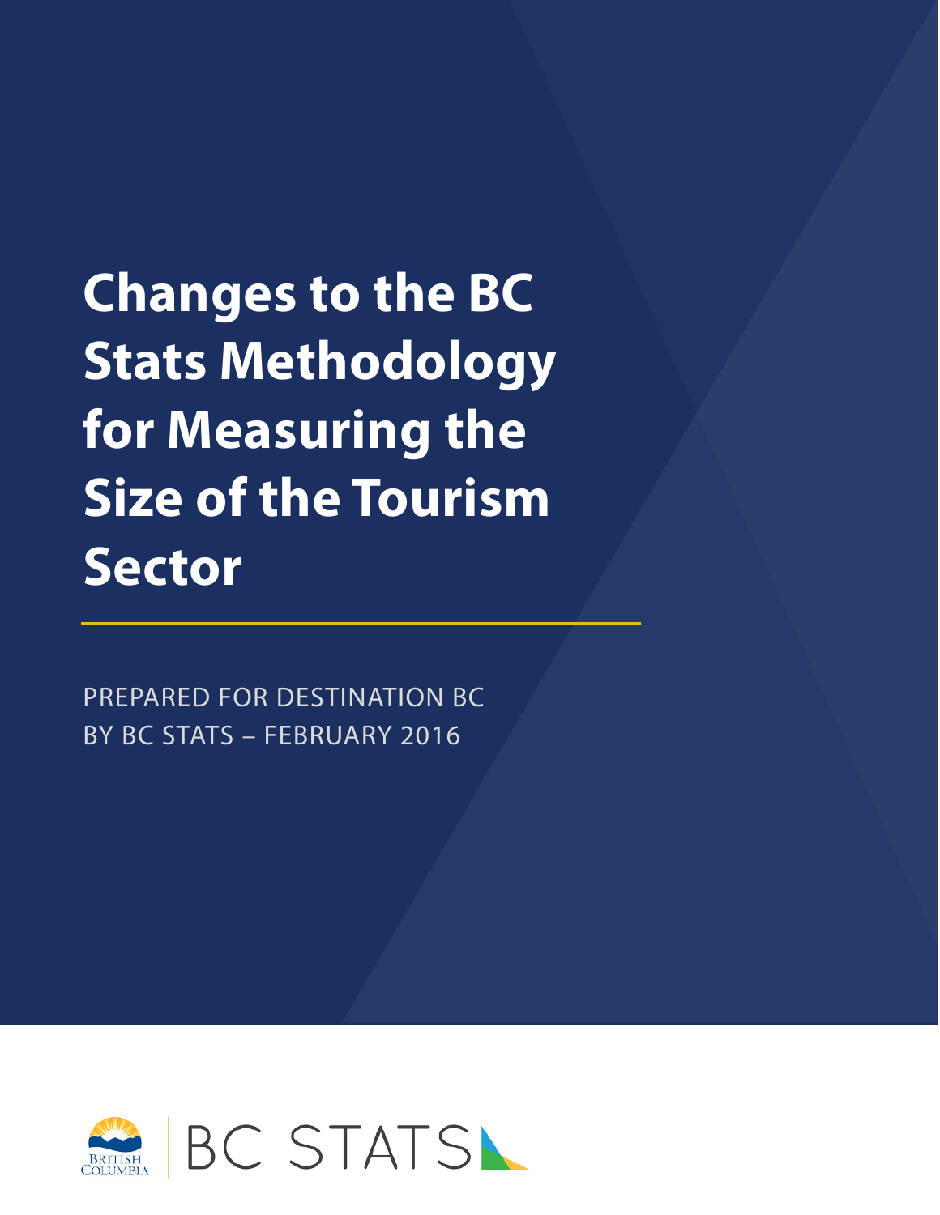# Changes to the BC Stats Methodology for Measuring the Size of the Tourism Sector

PREPARED FOR DESTINATION BC
BY BC STATS – FEBRUARY 2016

BRITISH COLUMBIA

BC STATS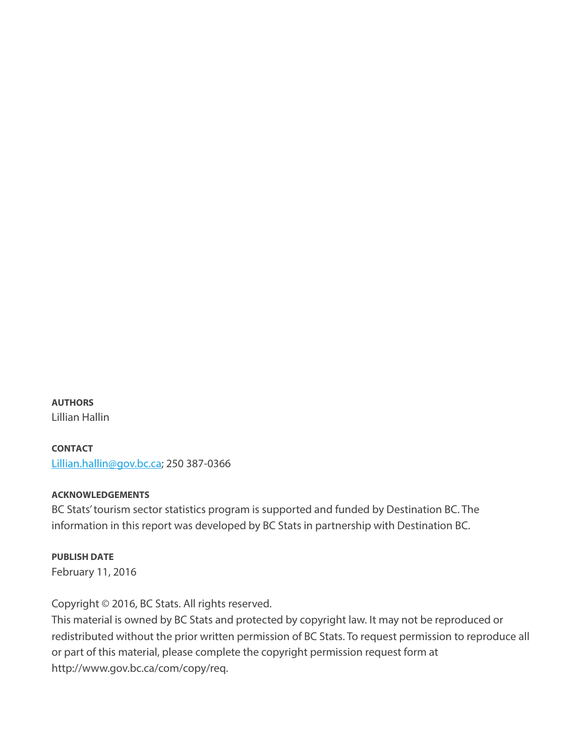**AUTHORS**

Lillian Hallin

**CONTACT**

[Lillian.hallin@gov.bc.ca](mailto:Lillian.hallin@gov.bc.ca); 250 387-0366

**ACKNOWLEDGEMENTS**

BC Stats' tourism sector statistics program is supported and funded by Destination BC. The information in this report was developed by BC Stats in partnership with Destination BC.

**PUBLISH DATE**

February 11, 2016

Copyright © 2016, BC Stats. All rights reserved.

This material is owned by BC Stats and protected by copyright law. It may not be reproduced or redistributed without the prior written permission of BC Stats. To request permission to reproduce all or part of this material, please complete the copyright permission request form at http://www.gov.bc.ca/com/copy/req.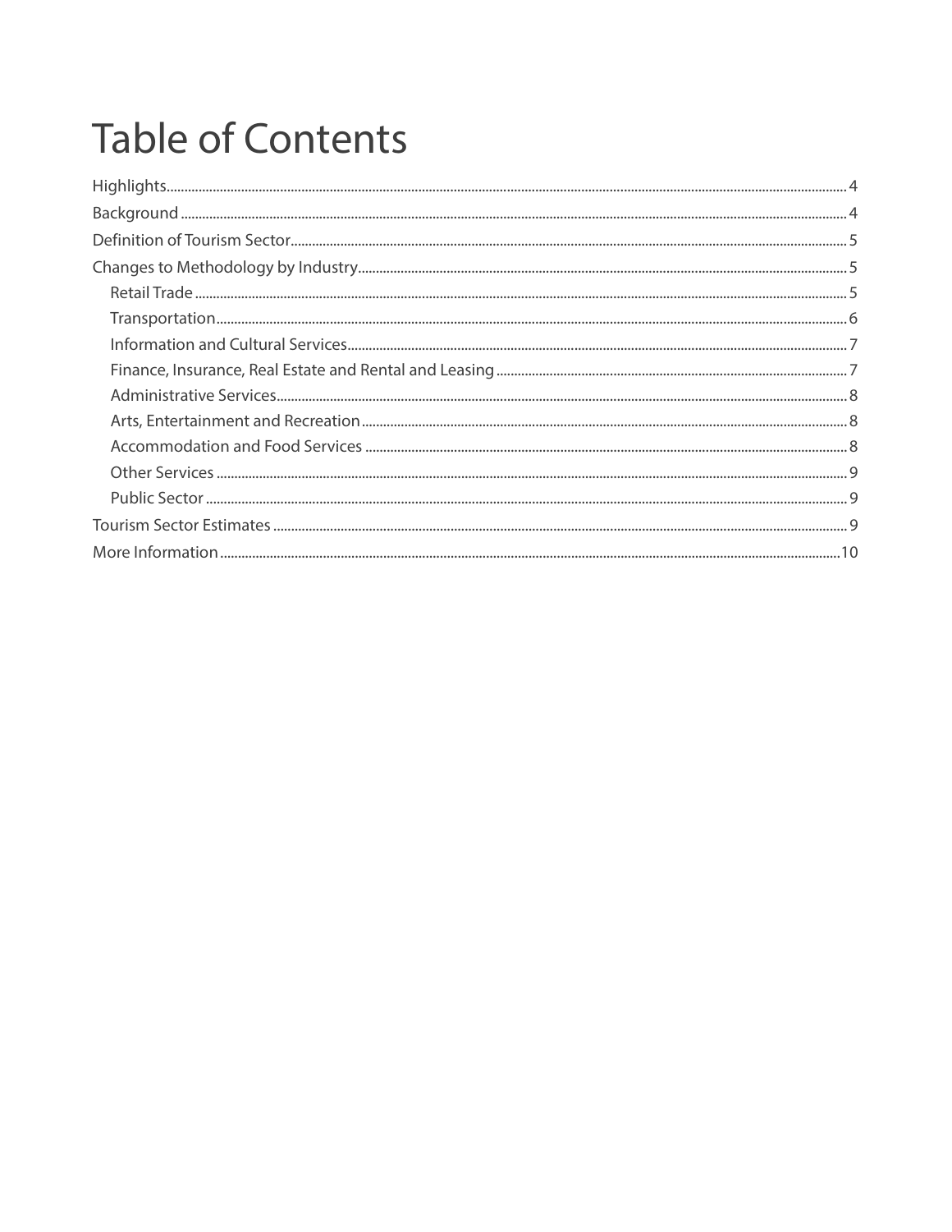# Table of Contents

- Highlights ... 4
- Background ... 4
- Definition of Tourism Sector ... 5
- Changes to Methodology by Industry ... 5
  - Retail Trade ... 5
  - Transportation ... 6
  - Information and Cultural Services ... 7
  - Finance, Insurance, Real Estate and Rental and Leasing ... 7
  - Administrative Services ... 8
  - Arts, Entertainment and Recreation ... 8
  - Accommodation and Food Services ... 8
  - Other Services ... 9
  - Public Sector ... 9
- Tourism Sector Estimates ... 9
- More Information ... 10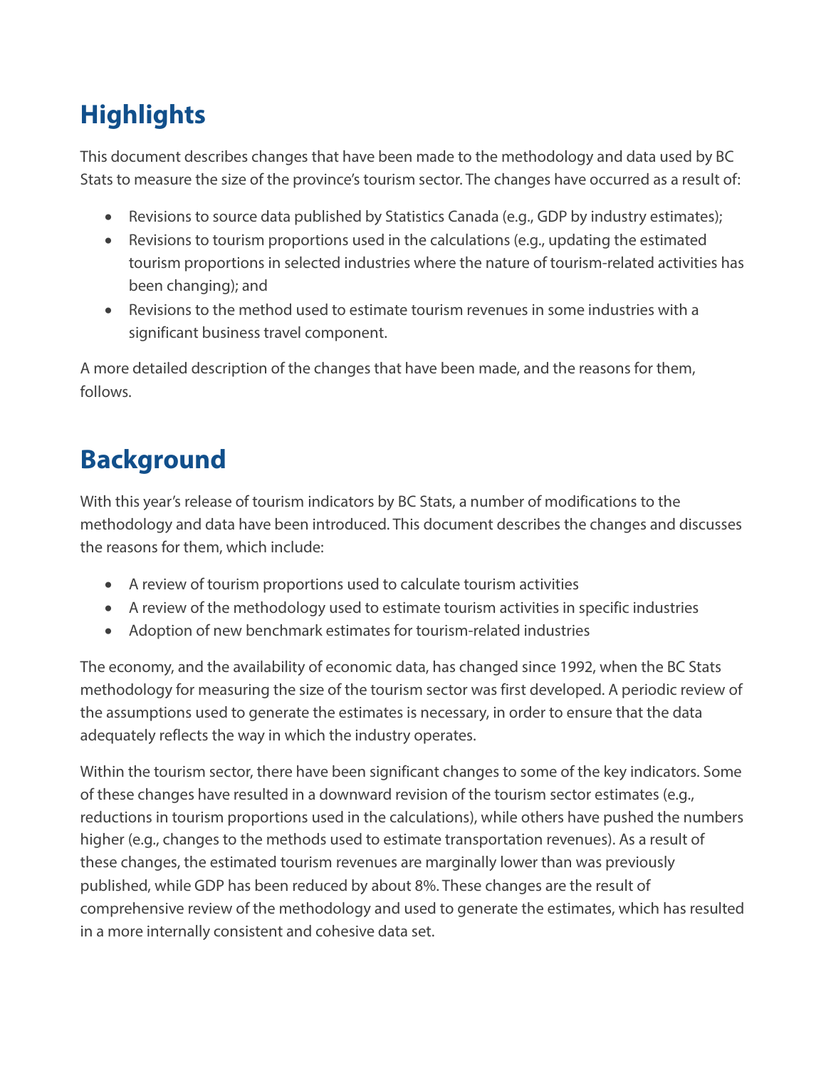## Highlights

This document describes changes that have been made to the methodology and data used by BC Stats to measure the size of the province's tourism sector. The changes have occurred as a result of:

- Revisions to source data published by Statistics Canada (e.g., GDP by industry estimates);
- Revisions to tourism proportions used in the calculations (e.g., updating the estimated tourism proportions in selected industries where the nature of tourism-related activities has been changing); and
- Revisions to the method used to estimate tourism revenues in some industries with a significant business travel component.

A more detailed description of the changes that have been made, and the reasons for them, follows.

## Background

With this year's release of tourism indicators by BC Stats, a number of modifications to the methodology and data have been introduced. This document describes the changes and discusses the reasons for them, which include:

- A review of tourism proportions used to calculate tourism activities
- A review of the methodology used to estimate tourism activities in specific industries
- Adoption of new benchmark estimates for tourism-related industries

The economy, and the availability of economic data, has changed since 1992, when the BC Stats methodology for measuring the size of the tourism sector was first developed. A periodic review of the assumptions used to generate the estimates is necessary, in order to ensure that the data adequately reflects the way in which the industry operates.

Within the tourism sector, there have been significant changes to some of the key indicators. Some of these changes have resulted in a downward revision of the tourism sector estimates (e.g., reductions in tourism proportions used in the calculations), while others have pushed the numbers higher (e.g., changes to the methods used to estimate transportation revenues). As a result of these changes, the estimated tourism revenues are marginally lower than was previously published, while GDP has been reduced by about 8%. These changes are the result of comprehensive review of the methodology and used to generate the estimates, which has resulted in a more internally consistent and cohesive data set.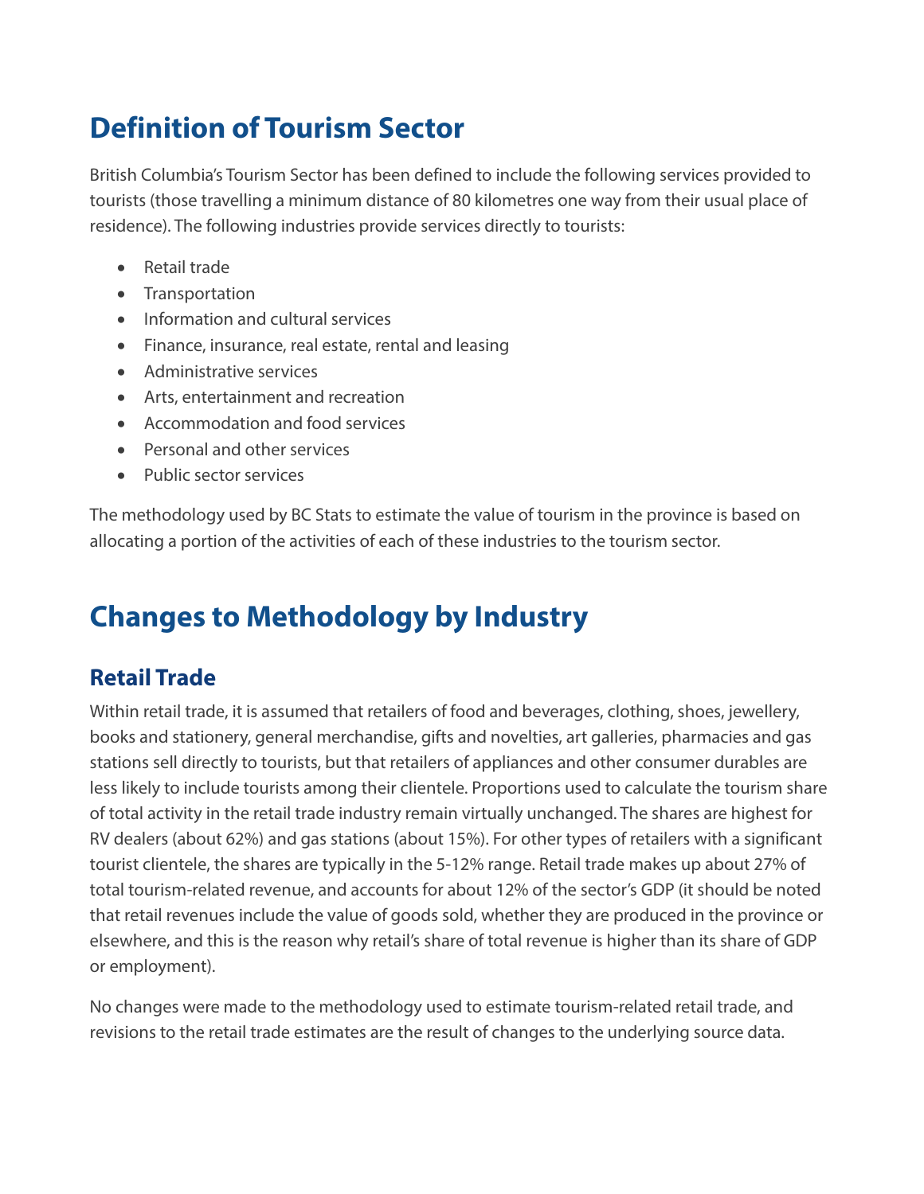# Definition of Tourism Sector

British Columbia's Tourism Sector has been defined to include the following services provided to tourists (those travelling a minimum distance of 80 kilometres one way from their usual place of residence). The following industries provide services directly to tourists:

- Retail trade
- Transportation
- Information and cultural services
- Finance, insurance, real estate, rental and leasing
- Administrative services
- Arts, entertainment and recreation
- Accommodation and food services
- Personal and other services
- Public sector services

The methodology used by BC Stats to estimate the value of tourism in the province is based on allocating a portion of the activities of each of these industries to the tourism sector.

# Changes to Methodology by Industry

## Retail Trade

Within retail trade, it is assumed that retailers of food and beverages, clothing, shoes, jewellery, books and stationery, general merchandise, gifts and novelties, art galleries, pharmacies and gas stations sell directly to tourists, but that retailers of appliances and other consumer durables are less likely to include tourists among their clientele. Proportions used to calculate the tourism share of total activity in the retail trade industry remain virtually unchanged. The shares are highest for RV dealers (about 62%) and gas stations (about 15%). For other types of retailers with a significant tourist clientele, the shares are typically in the 5-12% range. Retail trade makes up about 27% of total tourism-related revenue, and accounts for about 12% of the sector's GDP (it should be noted that retail revenues include the value of goods sold, whether they are produced in the province or elsewhere, and this is the reason why retail's share of total revenue is higher than its share of GDP or employment).

No changes were made to the methodology used to estimate tourism-related retail trade, and revisions to the retail trade estimates are the result of changes to the underlying source data.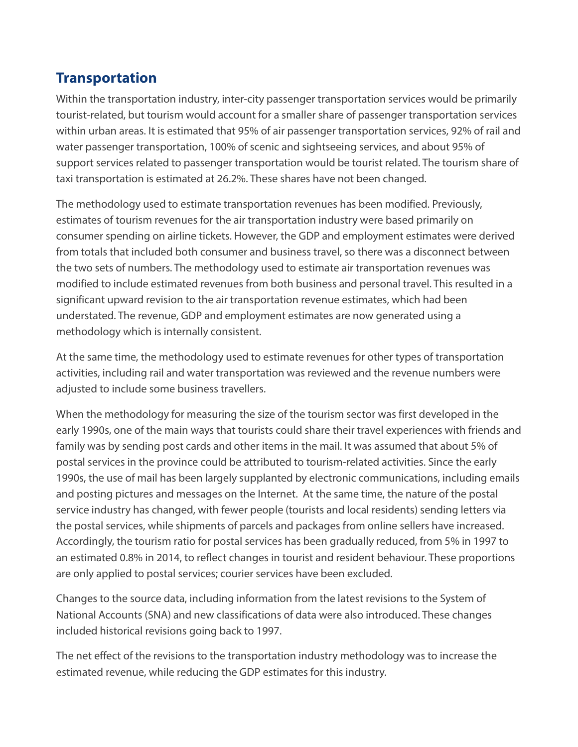## Transportation

Within the transportation industry, inter-city passenger transportation services would be primarily tourist-related, but tourism would account for a smaller share of passenger transportation services within urban areas. It is estimated that 95% of air passenger transportation services, 92% of rail and water passenger transportation, 100% of scenic and sightseeing services, and about 95% of support services related to passenger transportation would be tourist related. The tourism share of taxi transportation is estimated at 26.2%. These shares have not been changed.

The methodology used to estimate transportation revenues has been modified. Previously, estimates of tourism revenues for the air transportation industry were based primarily on consumer spending on airline tickets. However, the GDP and employment estimates were derived from totals that included both consumer and business travel, so there was a disconnect between the two sets of numbers. The methodology used to estimate air transportation revenues was modified to include estimated revenues from both business and personal travel. This resulted in a significant upward revision to the air transportation revenue estimates, which had been understated. The revenue, GDP and employment estimates are now generated using a methodology which is internally consistent.

At the same time, the methodology used to estimate revenues for other types of transportation activities, including rail and water transportation was reviewed and the revenue numbers were adjusted to include some business travellers.

When the methodology for measuring the size of the tourism sector was first developed in the early 1990s, one of the main ways that tourists could share their travel experiences with friends and family was by sending post cards and other items in the mail. It was assumed that about 5% of postal services in the province could be attributed to tourism-related activities. Since the early 1990s, the use of mail has been largely supplanted by electronic communications, including emails and posting pictures and messages on the Internet. At the same time, the nature of the postal service industry has changed, with fewer people (tourists and local residents) sending letters via the postal services, while shipments of parcels and packages from online sellers have increased. Accordingly, the tourism ratio for postal services has been gradually reduced, from 5% in 1997 to an estimated 0.8% in 2014, to reflect changes in tourist and resident behaviour. These proportions are only applied to postal services; courier services have been excluded.

Changes to the source data, including information from the latest revisions to the System of National Accounts (SNA) and new classifications of data were also introduced. These changes included historical revisions going back to 1997.

The net effect of the revisions to the transportation industry methodology was to increase the estimated revenue, while reducing the GDP estimates for this industry.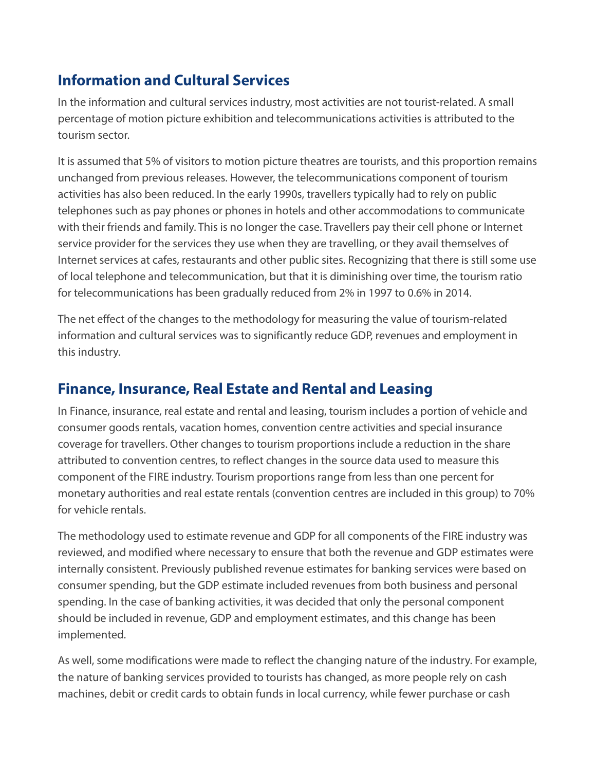## Information and Cultural Services

In the information and cultural services industry, most activities are not tourist-related. A small percentage of motion picture exhibition and telecommunications activities is attributed to the tourism sector.

It is assumed that 5% of visitors to motion picture theatres are tourists, and this proportion remains unchanged from previous releases. However, the telecommunications component of tourism activities has also been reduced. In the early 1990s, travellers typically had to rely on public telephones such as pay phones or phones in hotels and other accommodations to communicate with their friends and family. This is no longer the case. Travellers pay their cell phone or Internet service provider for the services they use when they are travelling, or they avail themselves of Internet services at cafes, restaurants and other public sites. Recognizing that there is still some use of local telephone and telecommunication, but that it is diminishing over time, the tourism ratio for telecommunications has been gradually reduced from 2% in 1997 to 0.6% in 2014.

The net effect of the changes to the methodology for measuring the value of tourism-related information and cultural services was to significantly reduce GDP, revenues and employment in this industry.

## Finance, Insurance, Real Estate and Rental and Leasing

In Finance, insurance, real estate and rental and leasing, tourism includes a portion of vehicle and consumer goods rentals, vacation homes, convention centre activities and special insurance coverage for travellers. Other changes to tourism proportions include a reduction in the share attributed to convention centres, to reflect changes in the source data used to measure this component of the FIRE industry. Tourism proportions range from less than one percent for monetary authorities and real estate rentals (convention centres are included in this group) to 70% for vehicle rentals.

The methodology used to estimate revenue and GDP for all components of the FIRE industry was reviewed, and modified where necessary to ensure that both the revenue and GDP estimates were internally consistent. Previously published revenue estimates for banking services were based on consumer spending, but the GDP estimate included revenues from both business and personal spending. In the case of banking activities, it was decided that only the personal component should be included in revenue, GDP and employment estimates, and this change has been implemented.

As well, some modifications were made to reflect the changing nature of the industry. For example, the nature of banking services provided to tourists has changed, as more people rely on cash machines, debit or credit cards to obtain funds in local currency, while fewer purchase or cash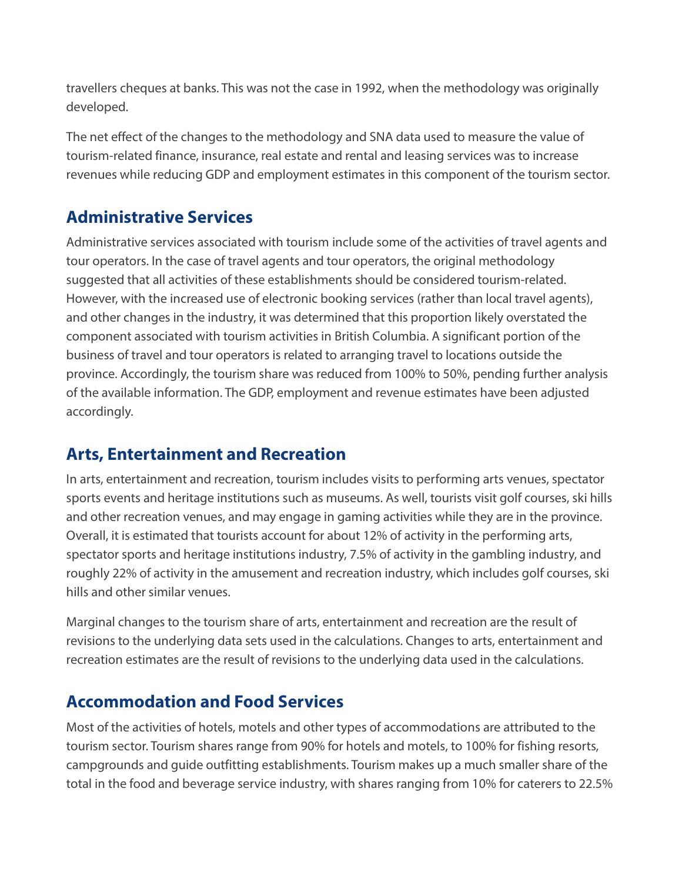travellers cheques at banks. This was not the case in 1992, when the methodology was originally developed.

The net effect of the changes to the methodology and SNA data used to measure the value of tourism-related finance, insurance, real estate and rental and leasing services was to increase revenues while reducing GDP and employment estimates in this component of the tourism sector.

## Administrative Services

Administrative services associated with tourism include some of the activities of travel agents and tour operators. In the case of travel agents and tour operators, the original methodology suggested that all activities of these establishments should be considered tourism-related. However, with the increased use of electronic booking services (rather than local travel agents), and other changes in the industry, it was determined that this proportion likely overstated the component associated with tourism activities in British Columbia. A significant portion of the business of travel and tour operators is related to arranging travel to locations outside the province. Accordingly, the tourism share was reduced from 100% to 50%, pending further analysis of the available information. The GDP, employment and revenue estimates have been adjusted accordingly.

## Arts, Entertainment and Recreation

In arts, entertainment and recreation, tourism includes visits to performing arts venues, spectator sports events and heritage institutions such as museums. As well, tourists visit golf courses, ski hills and other recreation venues, and may engage in gaming activities while they are in the province. Overall, it is estimated that tourists account for about 12% of activity in the performing arts, spectator sports and heritage institutions industry, 7.5% of activity in the gambling industry, and roughly 22% of activity in the amusement and recreation industry, which includes golf courses, ski hills and other similar venues.

Marginal changes to the tourism share of arts, entertainment and recreation are the result of revisions to the underlying data sets used in the calculations. Changes to arts, entertainment and recreation estimates are the result of revisions to the underlying data used in the calculations.

## Accommodation and Food Services

Most of the activities of hotels, motels and other types of accommodations are attributed to the tourism sector. Tourism shares range from 90% for hotels and motels, to 100% for fishing resorts, campgrounds and guide outfitting establishments. Tourism makes up a much smaller share of the total in the food and beverage service industry, with shares ranging from 10% for caterers to 22.5%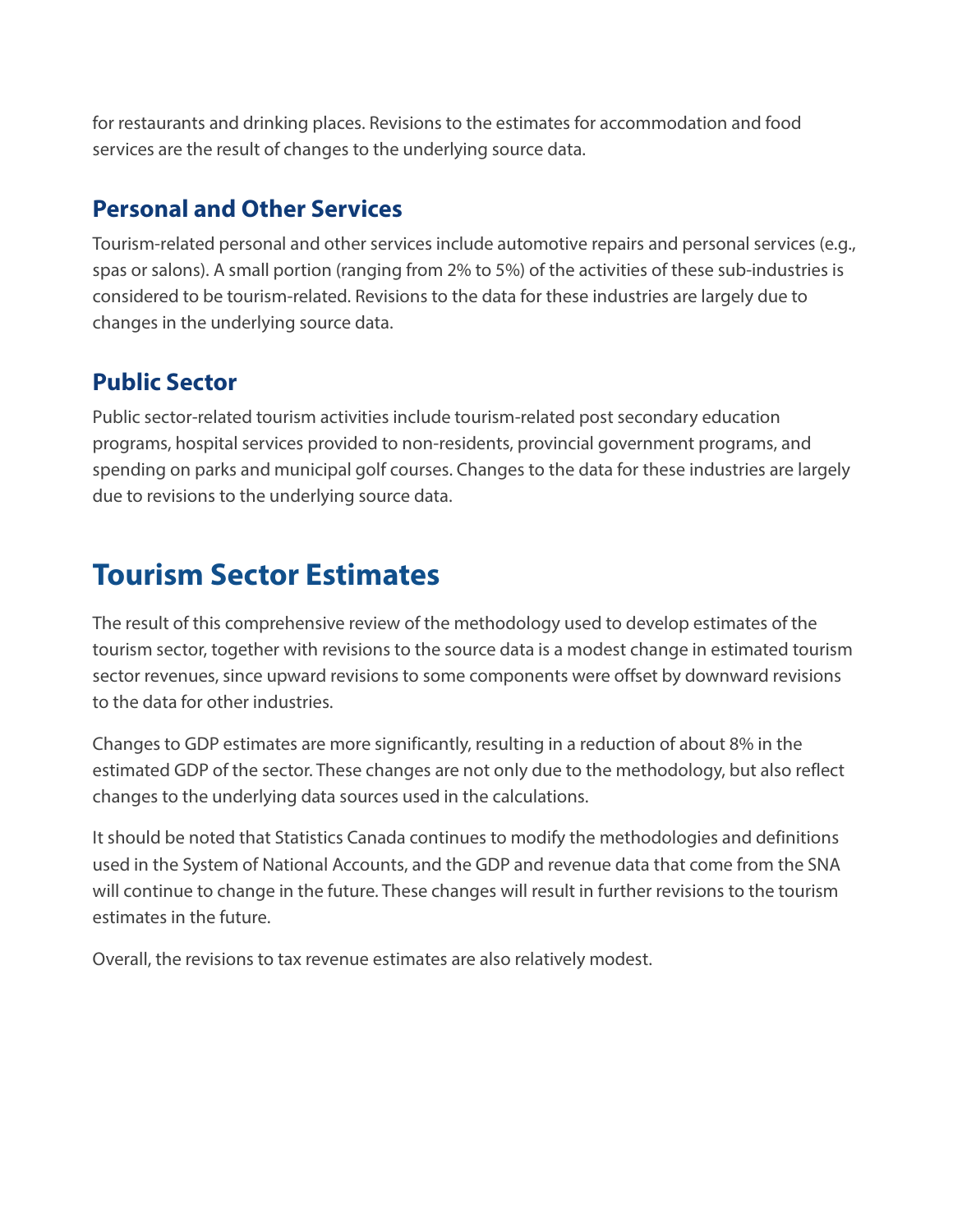for restaurants and drinking places. Revisions to the estimates for accommodation and food services are the result of changes to the underlying source data.

### Personal and Other Services

Tourism-related personal and other services include automotive repairs and personal services (e.g., spas or salons). A small portion (ranging from 2% to 5%) of the activities of these sub-industries is considered to be tourism-related. Revisions to the data for these industries are largely due to changes in the underlying source data.

### Public Sector

Public sector-related tourism activities include tourism-related post secondary education programs, hospital services provided to non-residents, provincial government programs, and spending on parks and municipal golf courses. Changes to the data for these industries are largely due to revisions to the underlying source data.

## Tourism Sector Estimates

The result of this comprehensive review of the methodology used to develop estimates of the tourism sector, together with revisions to the source data is a modest change in estimated tourism sector revenues, since upward revisions to some components were offset by downward revisions to the data for other industries.

Changes to GDP estimates are more significantly, resulting in a reduction of about 8% in the estimated GDP of the sector. These changes are not only due to the methodology, but also reflect changes to the underlying data sources used in the calculations.

It should be noted that Statistics Canada continues to modify the methodologies and definitions used in the System of National Accounts, and the GDP and revenue data that come from the SNA will continue to change in the future. These changes will result in further revisions to the tourism estimates in the future.

Overall, the revisions to tax revenue estimates are also relatively modest.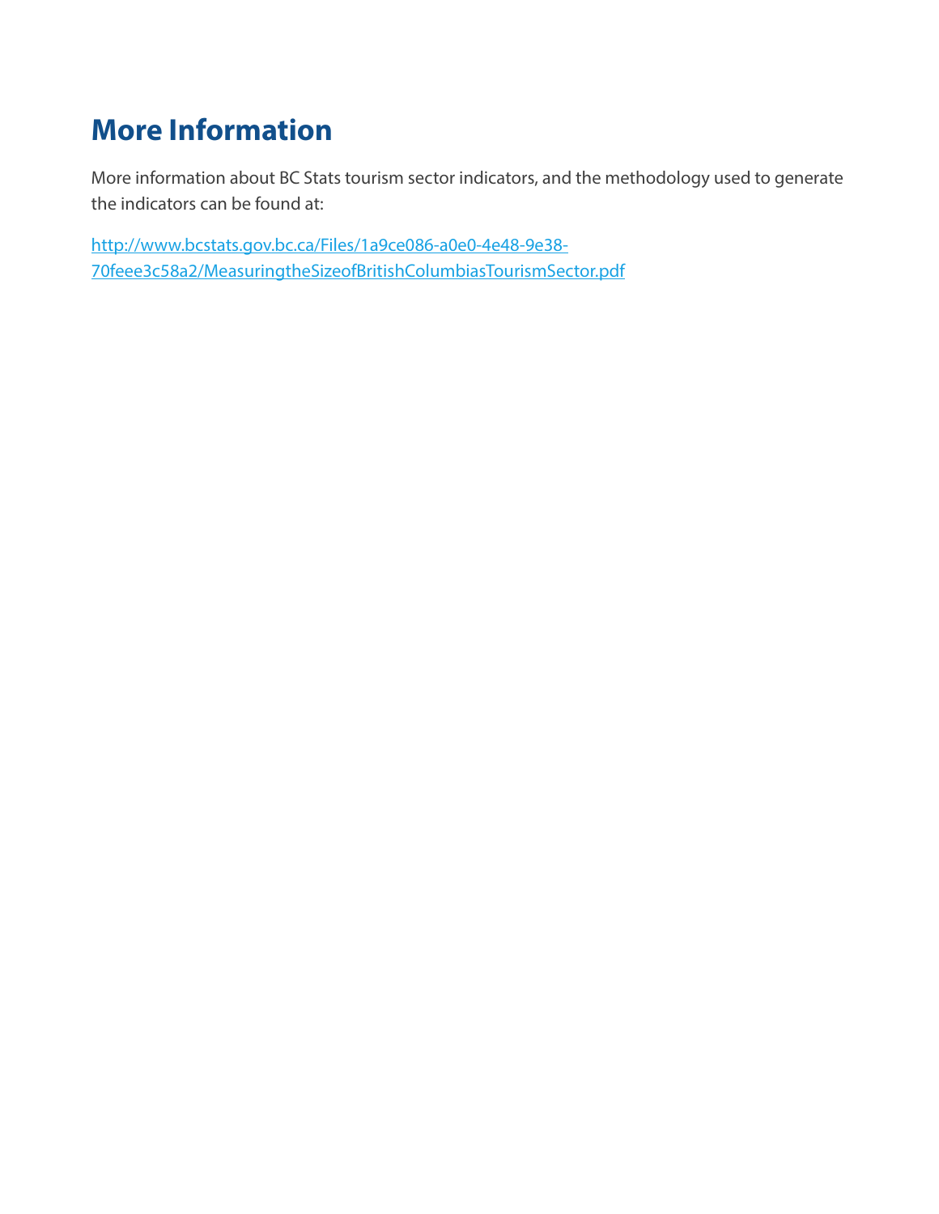## More Information

More information about BC Stats tourism sector indicators, and the methodology used to generate the indicators can be found at:

[http://www.bcstats.gov.bc.ca/Files/1a9ce086-a0e0-4e48-9e38-70feee3c58a2/MeasuringtheSizeofBritishColumbiasTourismSector.pdf](http://www.bcstats.gov.bc.ca/Files/1a9ce086-a0e0-4e48-9e38-70feee3c58a2/MeasuringtheSizeofBritishColumbiasTourismSector.pdf)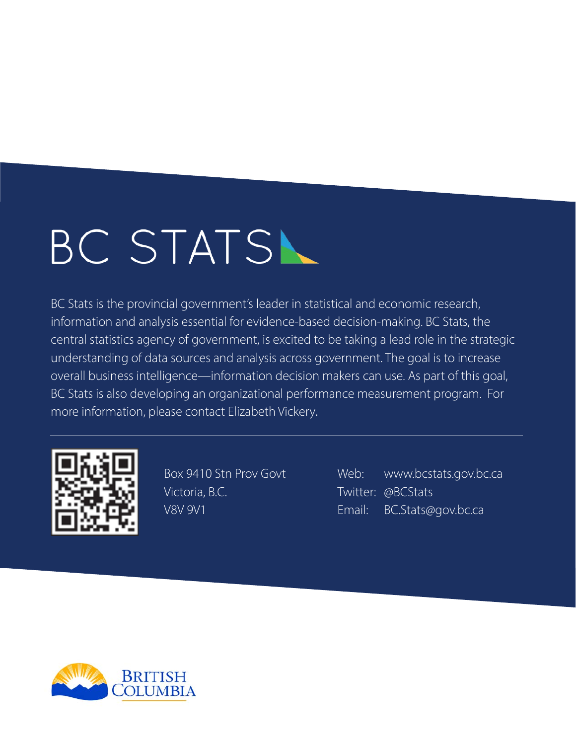# BC STATS

BC Stats is the provincial government's leader in statistical and economic research, information and analysis essential for evidence-based decision-making. BC Stats, the central statistics agency of government, is excited to be taking a lead role in the strategic understanding of data sources and analysis across government. The goal is to increase overall business intelligence—information decision makers can use. As part of this goal, BC Stats is also developing an organizational performance measurement program. For more information, please contact Elizabeth Vickery.

---

Box 9410 Stn Prov Govt
Victoria, B.C.
V8V 9V1

Web: www.bcstats.gov.bc.ca
Twitter: @BCStats
Email: BC.Stats@gov.bc.ca

BRITISH COLUMBIA